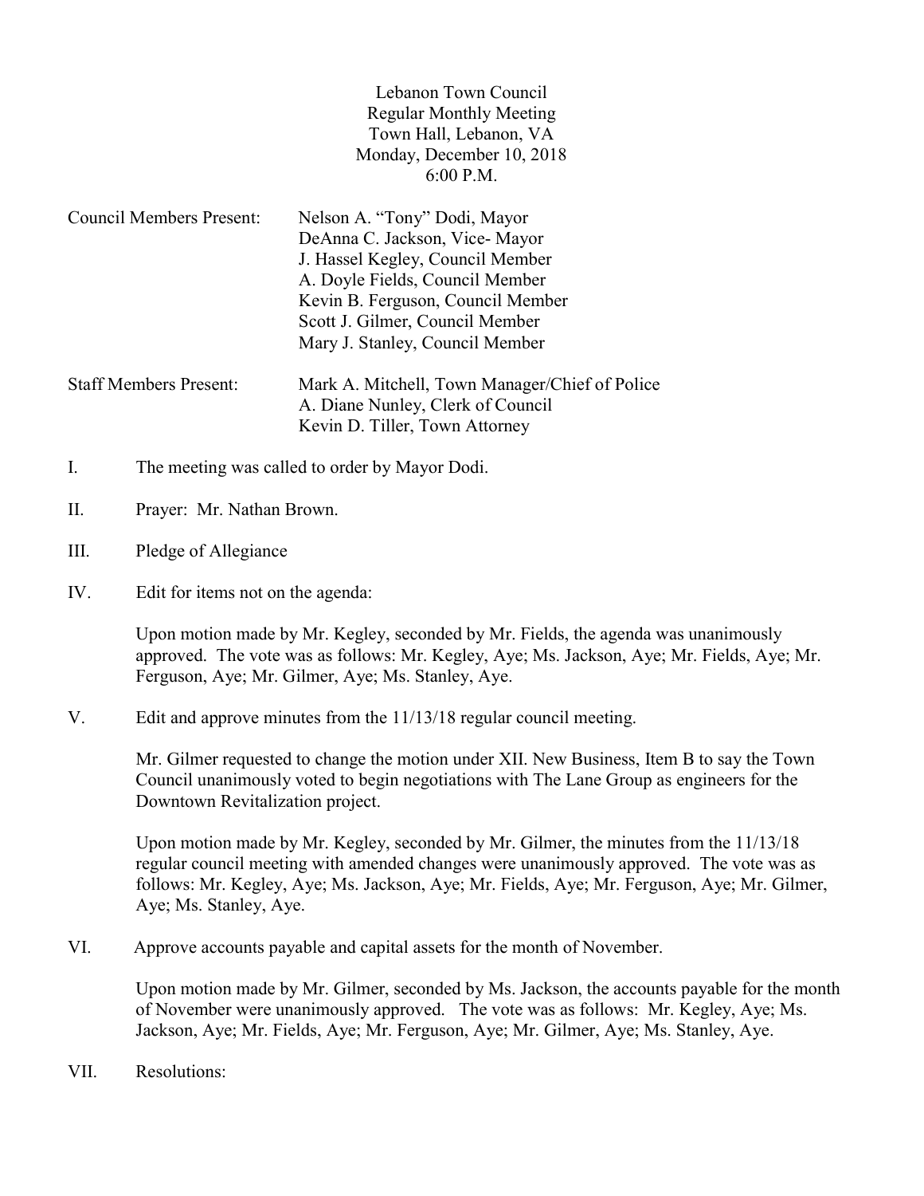Lebanon Town Council
Regular Monthly Meeting
Town Hall, Lebanon, VA
Monday, December 10, 2018
6:00 P.M.

Council Members Present:
Nelson A. "Tony" Dodi, Mayor
DeAnna C. Jackson, Vice- Mayor
J. Hassel Kegley, Council Member
A. Doyle Fields, Council Member
Kevin B. Ferguson, Council Member
Scott J. Gilmer, Council Member
Mary J. Stanley, Council Member

Staff Members Present:
Mark A. Mitchell, Town Manager/Chief of Police
A. Diane Nunley, Clerk of Council
Kevin D. Tiller, Town Attorney

I. The meeting was called to order by Mayor Dodi.

II. Prayer: Mr. Nathan Brown.

III. Pledge of Allegiance

IV. Edit for items not on the agenda:

Upon motion made by Mr. Kegley, seconded by Mr. Fields, the agenda was unanimously approved. The vote was as follows: Mr. Kegley, Aye; Ms. Jackson, Aye; Mr. Fields, Aye; Mr. Ferguson, Aye; Mr. Gilmer, Aye; Ms. Stanley, Aye.

V. Edit and approve minutes from the 11/13/18 regular council meeting.

Mr. Gilmer requested to change the motion under XII. New Business, Item B to say the Town Council unanimously voted to begin negotiations with The Lane Group as engineers for the Downtown Revitalization project.

Upon motion made by Mr. Kegley, seconded by Mr. Gilmer, the minutes from the 11/13/18 regular council meeting with amended changes were unanimously approved. The vote was as follows: Mr. Kegley, Aye; Ms. Jackson, Aye; Mr. Fields, Aye; Mr. Ferguson, Aye; Mr. Gilmer, Aye; Ms. Stanley, Aye.

VI. Approve accounts payable and capital assets for the month of November.

Upon motion made by Mr. Gilmer, seconded by Ms. Jackson, the accounts payable for the month of November were unanimously approved. The vote was as follows: Mr. Kegley, Aye; Ms. Jackson, Aye; Mr. Fields, Aye; Mr. Ferguson, Aye; Mr. Gilmer, Aye; Ms. Stanley, Aye.

VII. Resolutions: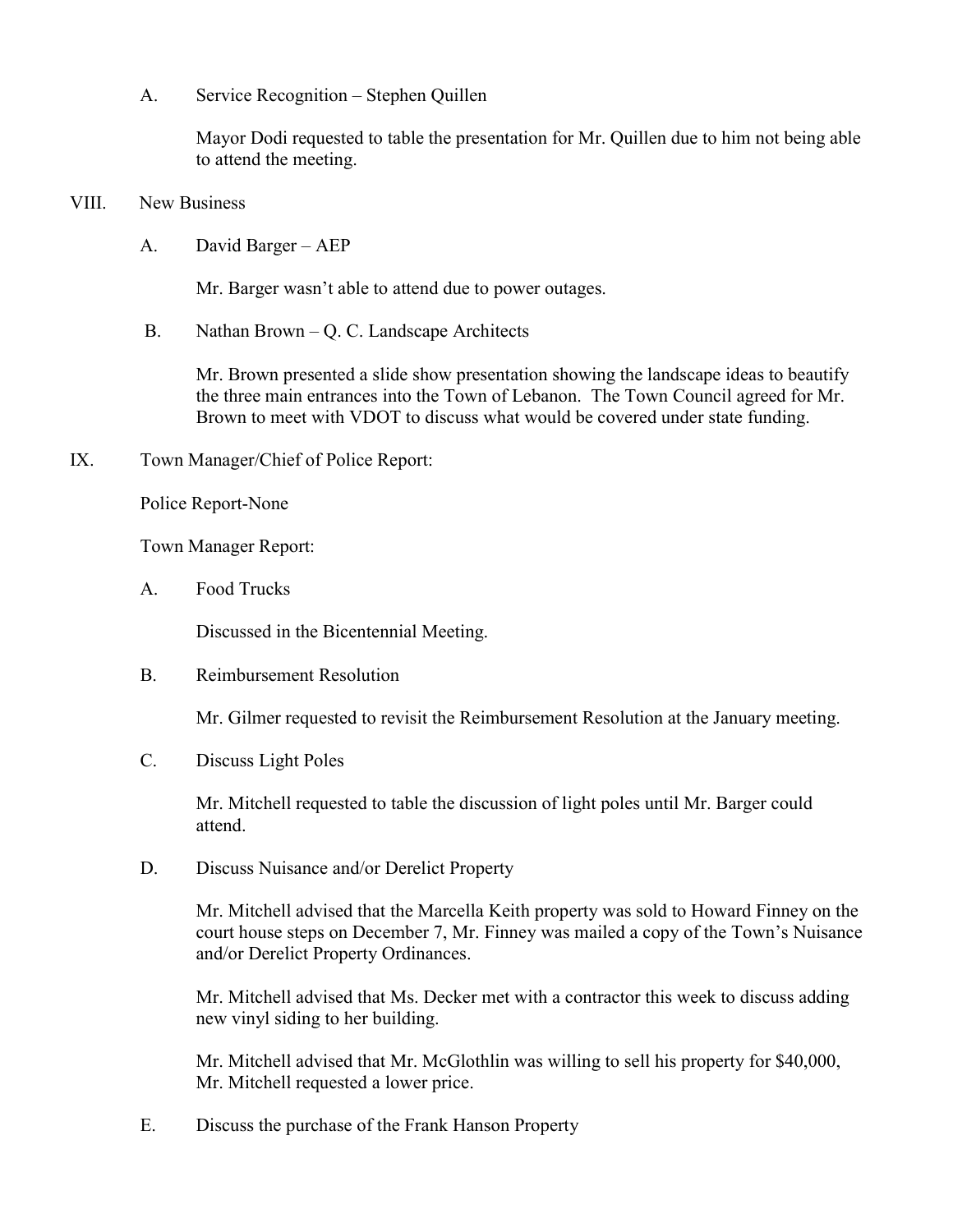A. Service Recognition – Stephen Quillen

Mayor Dodi requested to table the presentation for Mr. Quillen due to him not being able to attend the meeting.

VIII. New Business

A. David Barger – AEP

Mr. Barger wasn't able to attend due to power outages.

B. Nathan Brown – Q. C. Landscape Architects

Mr. Brown presented a slide show presentation showing the landscape ideas to beautify the three main entrances into the Town of Lebanon. The Town Council agreed for Mr. Brown to meet with VDOT to discuss what would be covered under state funding.

IX. Town Manager/Chief of Police Report:

Police Report-None

Town Manager Report:

A. Food Trucks

Discussed in the Bicentennial Meeting.

B. Reimbursement Resolution

Mr. Gilmer requested to revisit the Reimbursement Resolution at the January meeting.

C. Discuss Light Poles

Mr. Mitchell requested to table the discussion of light poles until Mr. Barger could attend.

D. Discuss Nuisance and/or Derelict Property

Mr. Mitchell advised that the Marcella Keith property was sold to Howard Finney on the court house steps on December 7, Mr. Finney was mailed a copy of the Town's Nuisance and/or Derelict Property Ordinances.

Mr. Mitchell advised that Ms. Decker met with a contractor this week to discuss adding new vinyl siding to her building.

Mr. Mitchell advised that Mr. McGlothlin was willing to sell his property for $40,000, Mr. Mitchell requested a lower price.

E. Discuss the purchase of the Frank Hanson Property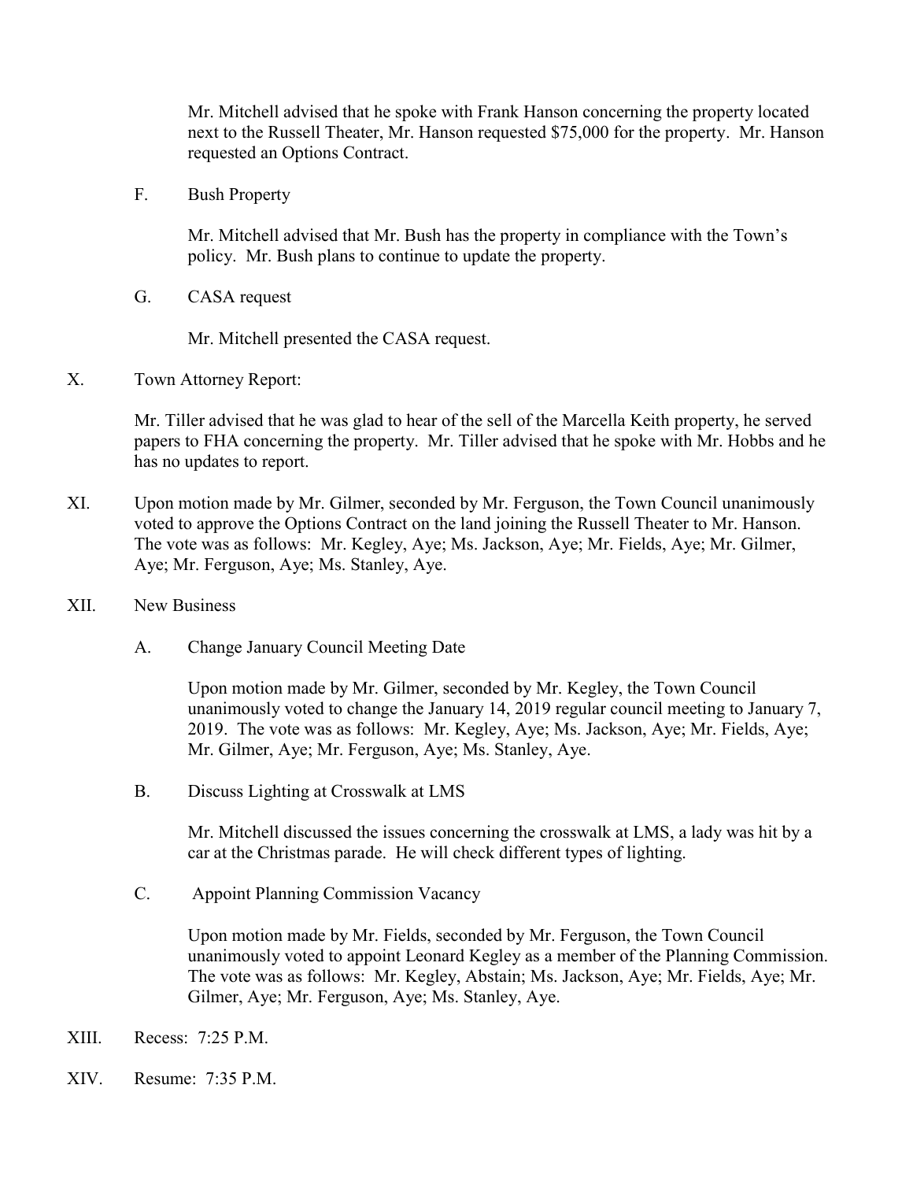Mr. Mitchell advised that he spoke with Frank Hanson concerning the property located next to the Russell Theater, Mr. Hanson requested $75,000 for the property. Mr. Hanson requested an Options Contract.

F. Bush Property

Mr. Mitchell advised that Mr. Bush has the property in compliance with the Town's policy. Mr. Bush plans to continue to update the property.

G. CASA request

Mr. Mitchell presented the CASA request.

X. Town Attorney Report:

Mr. Tiller advised that he was glad to hear of the sell of the Marcella Keith property, he served papers to FHA concerning the property. Mr. Tiller advised that he spoke with Mr. Hobbs and he has no updates to report.

XI. Upon motion made by Mr. Gilmer, seconded by Mr. Ferguson, the Town Council unanimously voted to approve the Options Contract on the land joining the Russell Theater to Mr. Hanson. The vote was as follows: Mr. Kegley, Aye; Ms. Jackson, Aye; Mr. Fields, Aye; Mr. Gilmer, Aye; Mr. Ferguson, Aye; Ms. Stanley, Aye.

XII. New Business

A. Change January Council Meeting Date

Upon motion made by Mr. Gilmer, seconded by Mr. Kegley, the Town Council unanimously voted to change the January 14, 2019 regular council meeting to January 7, 2019. The vote was as follows: Mr. Kegley, Aye; Ms. Jackson, Aye; Mr. Fields, Aye; Mr. Gilmer, Aye; Mr. Ferguson, Aye; Ms. Stanley, Aye.

B. Discuss Lighting at Crosswalk at LMS

Mr. Mitchell discussed the issues concerning the crosswalk at LMS, a lady was hit by a car at the Christmas parade. He will check different types of lighting.

C. Appoint Planning Commission Vacancy

Upon motion made by Mr. Fields, seconded by Mr. Ferguson, the Town Council unanimously voted to appoint Leonard Kegley as a member of the Planning Commission. The vote was as follows: Mr. Kegley, Abstain; Ms. Jackson, Aye; Mr. Fields, Aye; Mr. Gilmer, Aye; Mr. Ferguson, Aye; Ms. Stanley, Aye.

XIII. Recess: 7:25 P.M.

XIV. Resume: 7:35 P.M.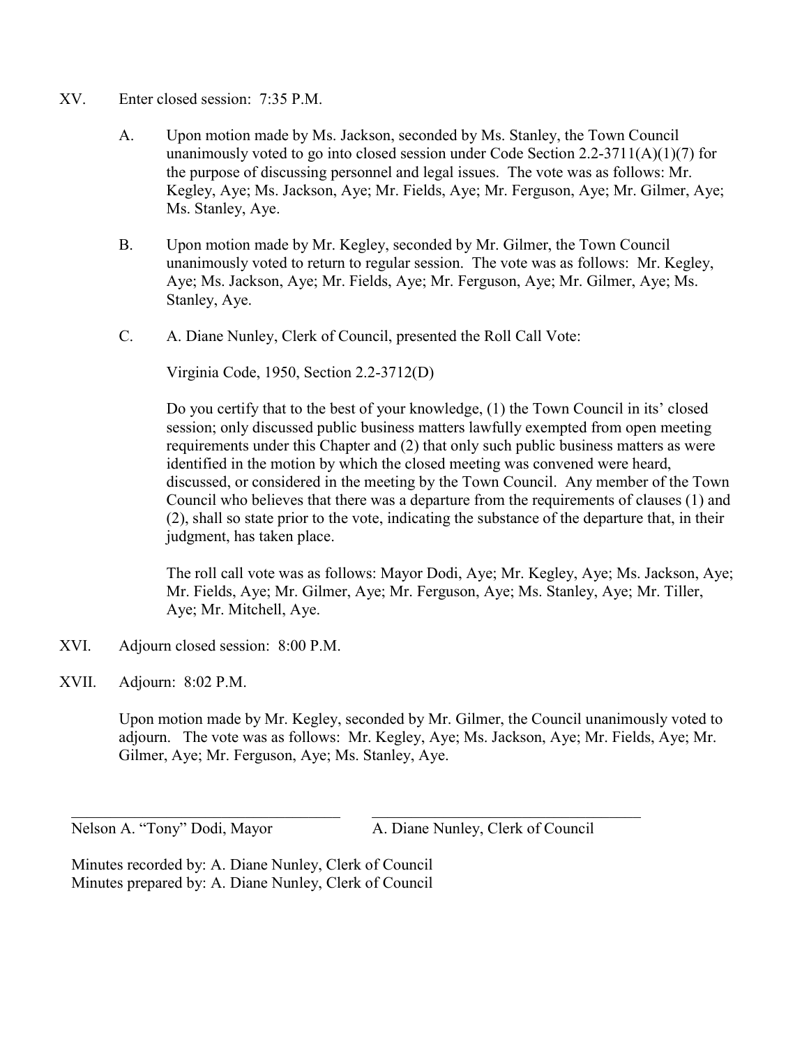XV. Enter closed session: 7:35 P.M.

A. Upon motion made by Ms. Jackson, seconded by Ms. Stanley, the Town Council unanimously voted to go into closed session under Code Section 2.2-3711(A)(1)(7) for the purpose of discussing personnel and legal issues. The vote was as follows: Mr. Kegley, Aye; Ms. Jackson, Aye; Mr. Fields, Aye; Mr. Ferguson, Aye; Mr. Gilmer, Aye; Ms. Stanley, Aye.

B. Upon motion made by Mr. Kegley, seconded by Mr. Gilmer, the Town Council unanimously voted to return to regular session. The vote was as follows: Mr. Kegley, Aye; Ms. Jackson, Aye; Mr. Fields, Aye; Mr. Ferguson, Aye; Mr. Gilmer, Aye; Ms. Stanley, Aye.

C. A. Diane Nunley, Clerk of Council, presented the Roll Call Vote:

Virginia Code, 1950, Section 2.2-3712(D)

Do you certify that to the best of your knowledge, (1) the Town Council in its' closed session; only discussed public business matters lawfully exempted from open meeting requirements under this Chapter and (2) that only such public business matters as were identified in the motion by which the closed meeting was convened were heard, discussed, or considered in the meeting by the Town Council. Any member of the Town Council who believes that there was a departure from the requirements of clauses (1) and (2), shall so state prior to the vote, indicating the substance of the departure that, in their judgment, has taken place.

The roll call vote was as follows: Mayor Dodi, Aye; Mr. Kegley, Aye; Ms. Jackson, Aye; Mr. Fields, Aye; Mr. Gilmer, Aye; Mr. Ferguson, Aye; Ms. Stanley, Aye; Mr. Tiller, Aye; Mr. Mitchell, Aye.

XVI. Adjourn closed session: 8:00 P.M.

XVII. Adjourn: 8:02 P.M.

Upon motion made by Mr. Kegley, seconded by Mr. Gilmer, the Council unanimously voted to adjourn. The vote was as follows: Mr. Kegley, Aye; Ms. Jackson, Aye; Mr. Fields, Aye; Mr. Gilmer, Aye; Mr. Ferguson, Aye; Ms. Stanley, Aye.

\_\_\_\_\_\_\_\_\_\_\_\_\_\_\_\_\_\_\_\_\_\_\_\_\_\_\_\_\_\_\_\_\_\_\_\_
Nelson A. "Tony" Dodi, Mayor

\_\_\_\_\_\_\_\_\_\_\_\_\_\_\_\_\_\_\_\_\_\_\_\_\_\_\_\_\_\_\_\_\_\_\_\_
A. Diane Nunley, Clerk of Council

Minutes recorded by: A. Diane Nunley, Clerk of Council
Minutes prepared by: A. Diane Nunley, Clerk of Council